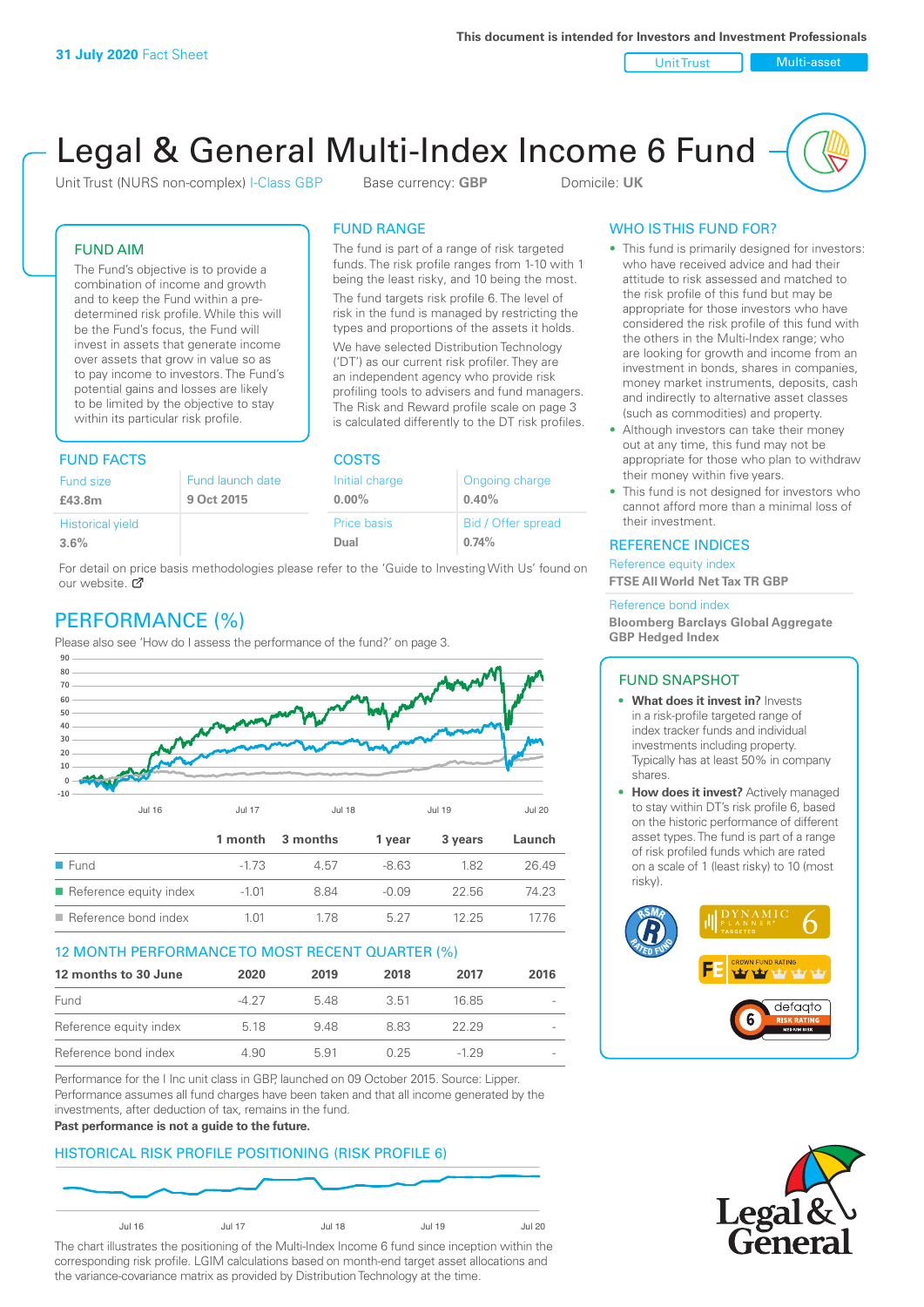31 July 2020 Fact Sheet

This document is intended for Investors and Investment Professionals

Unit Trust | Multi-asset

# Legal & General Multi-Index Income 6 Fund

Unit Trust (NURS non-complex) I-Class GBP    Base currency: **GBP**    Domicile: **UK**

## FUND AIM

The Fund's objective is to provide a combination of income and growth and to keep the Fund within a pre-determined risk profile. While this will be the Fund's focus, the Fund will invest in assets that generate income over assets that grow in value so as to pay income to investors. The Fund's potential gains and losses are likely to be limited by the objective to stay within its particular risk profile.

## FUND RANGE

The fund is part of a range of risk targeted funds. The risk profile ranges from 1-10 with 1 being the least risky, and 10 being the most.

The fund targets risk profile 6. The level of risk in the fund is managed by restricting the types and proportions of the assets it holds.

We have selected Distribution Technology ('DT') as our current risk profiler. They are an independent agency who provide risk profiling tools to advisers and fund managers. The Risk and Reward profile scale on page 3 is calculated differently to the DT risk profiles.

## FUND FACTS

| Fund size | Fund launch date |
|---|---|
| **£43.8m** | **9 Oct 2015** |
| Historical yield | |
| **3.6%** | |

## COSTS

| Initial charge | Ongoing charge |
|---|---|
| **0.00%** | **0.40%** |
| Price basis | Bid / Offer spread |
| **Dual** | **0.74%** |

For detail on price basis methodologies please refer to the 'Guide to Investing With Us' found on our website.

## WHO IS THIS FUND FOR?

- This fund is primarily designed for investors: who have received advice and had their attitude to risk assessed and matched to the risk profile of this fund but may be appropriate for those investors who have considered the risk profile of this fund with the others in the Multi-Index range; who are looking for growth and income from an investment in bonds, shares in companies, money market instruments, deposits, cash and indirectly to alternative asset classes (such as commodities) and property.
- Although investors can take their money out at any time, this fund may not be appropriate for those who plan to withdraw their money within five years.
- This fund is not designed for investors who cannot afford more than a minimal loss of their investment.

## REFERENCE INDICES

Reference equity index
**FTSE All World Net Tax TR GBP**

Reference bond index
**Bloomberg Barclays Global Aggregate GBP Hedged Index**

## PERFORMANCE (%)

Please also see 'How do I assess the performance of the fund?' on page 3.

| | 1 month | 3 months | 1 year | 3 years | Launch |
|---|---|---|---|---|---|
| Fund | -1.73 | 4.57 | -8.63 | 1.82 | 26.49 |
| Reference equity index | -1.01 | 8.84 | -0.09 | 22.56 | 74.23 |
| Reference bond index | 1.01 | 1.78 | 5.27 | 12.25 | 17.76 |

## 12 MONTH PERFORMANCE TO MOST RECENT QUARTER (%)

| 12 months to 30 June | 2020 | 2019 | 2018 | 2017 | 2016 |
|---|---|---|---|---|---|
| Fund | -4.27 | 5.48 | 3.51 | 16.85 | - |
| Reference equity index | 5.18 | 9.48 | 8.83 | 22.29 | - |
| Reference bond index | 4.90 | 5.91 | 0.25 | -1.29 | - |

Performance for the I Inc unit class in GBP, launched on 09 October 2015. Source: Lipper. Performance assumes all fund charges have been taken and that all income generated by the investments, after deduction of tax, remains in the fund.

**Past performance is not a guide to the future.**

## FUND SNAPSHOT

- **What does it invest in?** Invests in a risk-profile targeted range of index tracker funds and individual investments including property. Typically has at least 50% in company shares.
- **How does it invest?** Actively managed to stay within DT's risk profile 6, based on the historic performance of different asset types. The fund is part of a range of risk profiled funds which are rated on a scale of 1 (least risky) to 10 (most risky).

## HISTORICAL RISK PROFILE POSITIONING (RISK PROFILE 6)

The chart illustrates the positioning of the Multi-Index Income 6 fund since inception within the corresponding risk profile. LGIM calculations based on month-end target asset allocations and the variance-covariance matrix as provided by Distribution Technology at the time.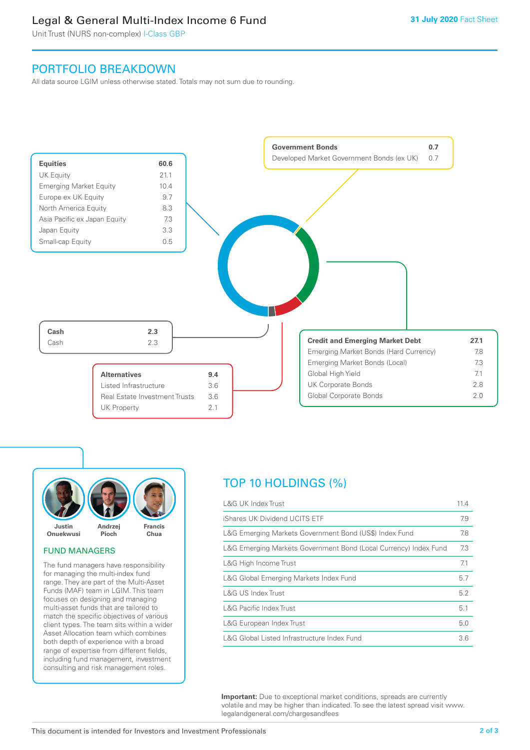# Legal & General Multi-Index Income 6 Fund

Unit Trust (NURS non-complex) I-Class GBP

**31 July 2020** Fact Sheet

## PORTFOLIO BREAKDOWN

All data source LGIM unless otherwise stated. Totals may not sum due to rounding.

| **Equities** | **60.6** |
|---|---|
| UK Equity | 21.1 |
| Emerging Market Equity | 10.4 |
| Europe ex UK Equity | 9.7 |
| North America Equity | 8.3 |
| Asia Pacific ex Japan Equity | 7.3 |
| Japan Equity | 3.3 |
| Small-cap Equity | 0.5 |

| **Government Bonds** | **0.7** |
|---|---|
| Developed Market Government Bonds (ex UK) | 0.7 |

| **Cash** | **2.3** |
|---|---|
| Cash | 2.3 |

| **Alternatives** | **9.4** |
|---|---|
| Listed Infrastructure | 3.6 |
| Real Estate Investment Trusts | 3.6 |
| UK Property | 2.1 |

| **Credit and Emerging Market Debt** | **27.1** |
|---|---|
| Emerging Market Bonds (Hard Currency) | 7.8 |
| Emerging Market Bonds (Local) | 7.3 |
| Global High Yield | 7.1 |
| UK Corporate Bonds | 2.8 |
| Global Corporate Bonds | 2.0 |

Justin Onuekwusi | Andrzej Pioch | Francis Chua

### FUND MANAGERS

The fund managers have responsibility for managing the multi-index fund range. They are part of the Multi-Asset Funds (MAF) team in LGIM. This team focuses on designing and managing multi-asset funds that are tailored to match the specific objectives of various client types. The team sits within a wider Asset Allocation team which combines both depth of experience with a broad range of expertise from different fields, including fund management, investment consulting and risk management roles.

## TOP 10 HOLDINGS (%)

| Holding | % |
|---|---|
| L&G UK Index Trust | 11.4 |
| iShares UK Dividend UCITS ETF | 7.9 |
| L&G Emerging Markets Government Bond (US$) Index Fund | 7.8 |
| L&G Emerging Markets Government Bond (Local Currency) Index Fund | 7.3 |
| L&G High Income Trust | 7.1 |
| L&G Global Emerging Markets Index Fund | 5.7 |
| L&G US Index Trust | 5.2 |
| L&G Pacific Index Trust | 5.1 |
| L&G European Index Trust | 5.0 |
| L&G Global Listed Infrastructure Index Fund | 3.6 |

**Important:** Due to exceptional market conditions, spreads are currently volatile and may be higher than indicated. To see the latest spread visit www.legalandgeneral.com/chargesandfees

This document is intended for Investors and Investment Professionals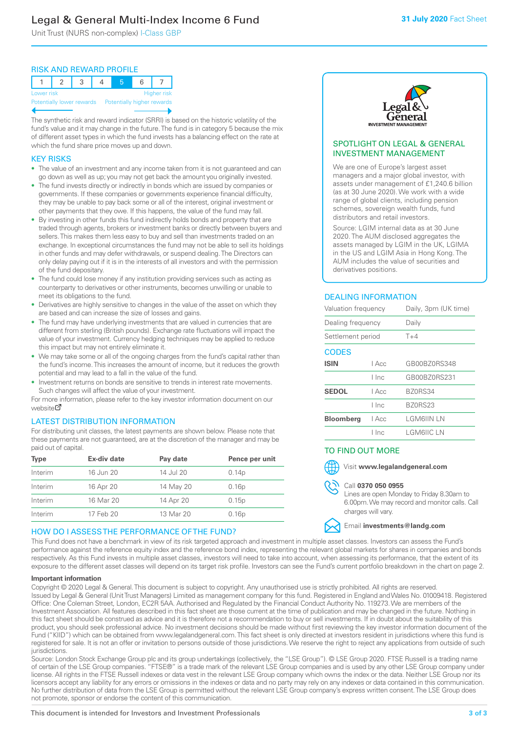# Legal & General Multi-Index Income 6 Fund

Unit Trust (NURS non-complex) I-Class GBP

**31 July 2020** Fact Sheet

## RISK AND REWARD PROFILE

| 1 | 2 | 3 | 4 | 5 | 6 | 7 |
|---|---|---|---|---|---|---|

Lower risk — Higher risk

Potentially lower rewards — Potentially higher rewards

The synthetic risk and reward indicator (SRRI) is based on the historic volatility of the fund's value and it may change in the future. The fund is in category 5 because the mix of different asset types in which the fund invests has a balancing effect on the rate at which the fund share price moves up and down.

## KEY RISKS

- The value of an investment and any income taken from it is not guaranteed and can go down as well as up; you may not get back the amount you originally invested.
- The fund invests directly or indirectly in bonds which are issued by companies or governments. If these companies or governments experience financial difficulty, they may be unable to pay back some or all of the interest, original investment or other payments that they owe. If this happens, the value of the fund may fall.
- By investing in other funds this fund indirectly holds bonds and property that are traded through agents, brokers or investment banks or directly between buyers and sellers. This makes them less easy to buy and sell than investments traded on an exchange. In exceptional circumstances the fund may not be able to sell its holdings in other funds and may defer withdrawals, or suspend dealing. The Directors can only delay paying out if it is in the interests of all investors and with the permission of the fund depositary.
- The fund could lose money if any institution providing services such as acting as counterparty to derivatives or other instruments, becomes unwilling or unable to meet its obligations to the fund.
- Derivatives are highly sensitive to changes in the value of the asset on which they are based and can increase the size of losses and gains.
- The fund may have underlying investments that are valued in currencies that are different from sterling (British pounds). Exchange rate fluctuations will impact the value of your investment. Currency hedging techniques may be applied to reduce this impact but may not entirely eliminate it.
- We may take some or all of the ongoing charges from the fund's capital rather than the fund's income. This increases the amount of income, but it reduces the growth potential and may lead to a fall in the value of the fund.
- Investment returns on bonds are sensitive to trends in interest rate movements. Such changes will affect the value of your investment.

For more information, please refer to the key investor information document on our website

## LATEST DISTRIBUTION INFORMATION

For distributing unit classes, the latest payments are shown below. Please note that these payments are not guaranteed, are at the discretion of the manager and may be paid out of capital.

| Type | Ex-div date | Pay date | Pence per unit |
|---|---|---|---|
| Interim | 16 Jun 20 | 14 Jul 20 | 0.14p |
| Interim | 16 Apr 20 | 14 May 20 | 0.16p |
| Interim | 16 Mar 20 | 14 Apr 20 | 0.15p |
| Interim | 17 Feb 20 | 13 Mar 20 | 0.16p |

## HOW DO I ASSESS THE PERFORMANCE OF THE FUND?

This Fund does not have a benchmark in view of its risk targeted approach and investment in multiple asset classes. Investors can assess the Fund's performance against the reference equity index and the reference bond index, representing the relevant global markets for shares in companies and bonds respectively. As this Fund invests in multiple asset classes, investors will need to take into account, when assessing its performance, that the extent of its exposure to the different asset classes will depend on its target risk profile. Investors can see the Fund's current portfolio breakdown in the chart on page 2.

## SPOTLIGHT ON LEGAL & GENERAL INVESTMENT MANAGEMENT

We are one of Europe's largest asset managers and a major global investor, with assets under management of £1,240.6 billion (as at 30 June 2020). We work with a wide range of global clients, including pension schemes, sovereign wealth funds, fund distributors and retail investors.

Source: LGIM internal data as at 30 June 2020. The AUM disclosed aggregates the assets managed by LGIM in the UK, LGIMA in the US and LGIM Asia in Hong Kong. The AUM includes the value of securities and derivatives positions.

## DEALING INFORMATION

| | |
|---|---|
| Valuation frequency | Daily, 3pm (UK time) |
| Dealing frequency | Daily |
| Settlement period | T+4 |

## CODES

| | | |
|---|---|---|
| **ISIN** | I Acc | GB00BZ0RS348 |
| | I Inc | GB00BZ0RS231 |
| **SEDOL** | I Acc | BZ0RS34 |
| | I Inc | BZ0RS23 |
| **Bloomberg** | I Acc | LGM6IIN LN |
| | I Inc | LGM6IIC LN |

## TO FIND OUT MORE

Visit **www.legalandgeneral.com**

Call **0370 050 0955**
Lines are open Monday to Friday 8.30am to 6.00pm. We may record and monitor calls. Call charges will vary.

Email **investments@landg.com**

### Important information

Copyright © 2020 Legal & General. This document is subject to copyright. Any unauthorised use is strictly prohibited. All rights are reserved. Issued by Legal & General (Unit Trust Managers) Limited as management company for this fund. Registered in England and Wales No. 01009418. Registered Office: One Coleman Street, London, EC2R 5AA. Authorised and Regulated by the Financial Conduct Authority No. 119273. We are members of the Investment Association. All features described in this fact sheet are those current at the time of publication and may be changed in the future. Nothing in this fact sheet should be construed as advice and it is therefore not a recommendation to buy or sell investments. If in doubt about the suitability of this product, you should seek professional advice. No investment decisions should be made without first reviewing the key investor information document of the Fund ("KIID") which can be obtained from www.legalandgeneral.com. This fact sheet is only directed at investors resident in jurisdictions where this fund is registered for sale. It is not an offer or invitation to persons outside of those jurisdictions. We reserve the right to reject any applications from outside of such jurisdictions.

Source: London Stock Exchange Group plc and its group undertakings (collectively, the "LSE Group"). © LSE Group 2020. FTSE Russell is a trading name of certain of the LSE Group companies. "FTSE®" is a trade mark of the relevant LSE Group companies and is used by any other LSE Group company under license. All rights in the FTSE Russell indexes or data vest in the relevant LSE Group company which owns the index or the data. Neither LSE Group nor its licensors accept any liability for any errors or omissions in the indexes or data and no party may rely on any indexes or data contained in this communication. No further distribution of data from the LSE Group is permitted without the relevant LSE Group company's express written consent. The LSE Group does not promote, sponsor or endorse the content of this communication.

This document is intended for Investors and Investment Professionals